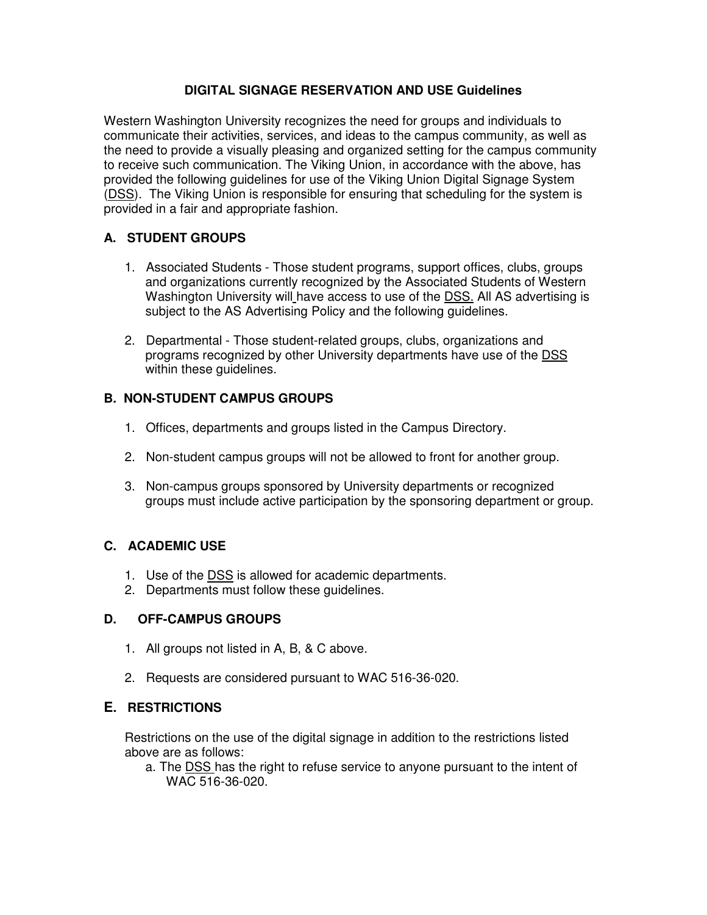# DIGITAL SIGNAGE RESERVATION AND USE Guidelines

Western Washington University recognizes the need for groups and individuals to communicate their activities, services, and ideas to the campus community, as well as the need to provide a visually pleasing and organized setting for the campus community to receive such communication. The Viking Union, in accordance with the above, has provided the following guidelines for use of the Viking Union Digital Signage System (DSS). The Viking Union is responsible for ensuring that scheduling for the system is provided in a fair and appropriate fashion.

## A. STUDENT GROUPS

1. Associated Students - Those student programs, support offices, clubs, groups and organizations currently recognized by the Associated Students of Western Washington University will have access to use of the DSS. All AS advertising is subject to the AS Advertising Policy and the following guidelines.

2. Departmental - Those student-related groups, clubs, organizations and programs recognized by other University departments have use of the DSS within these guidelines.

## B. NON-STUDENT CAMPUS GROUPS

1. Offices, departments and groups listed in the Campus Directory.

2. Non-student campus groups will not be allowed to front for another group.

3. Non-campus groups sponsored by University departments or recognized groups must include active participation by the sponsoring department or group.

## C. ACADEMIC USE

1. Use of the DSS is allowed for academic departments.
2. Departments must follow these guidelines.

## D. OFF-CAMPUS GROUPS

1. All groups not listed in A, B, & C above.

2. Requests are considered pursuant to WAC 516-36-020.

## E. RESTRICTIONS

Restrictions on the use of the digital signage in addition to the restrictions listed above are as follows:

a. The DSS has the right to refuse service to anyone pursuant to the intent of WAC 516-36-020.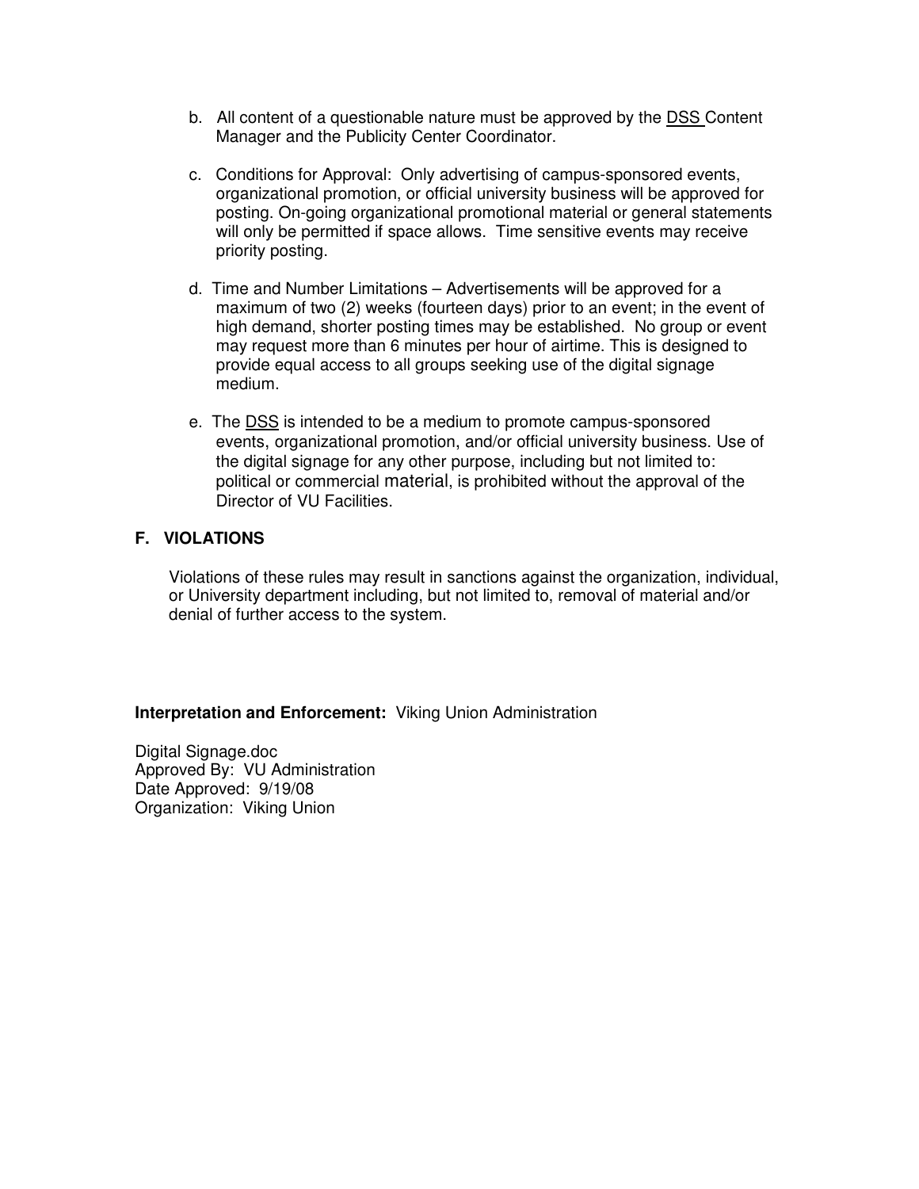b. All content of a questionable nature must be approved by the DSS Content Manager and the Publicity Center Coordinator.

c. Conditions for Approval: Only advertising of campus-sponsored events, organizational promotion, or official university business will be approved for posting. On-going organizational promotional material or general statements will only be permitted if space allows. Time sensitive events may receive priority posting.

d. Time and Number Limitations – Advertisements will be approved for a maximum of two (2) weeks (fourteen days) prior to an event; in the event of high demand, shorter posting times may be established. No group or event may request more than 6 minutes per hour of airtime. This is designed to provide equal access to all groups seeking use of the digital signage medium.

e. The DSS is intended to be a medium to promote campus-sponsored events, organizational promotion, and/or official university business. Use of the digital signage for any other purpose, including but not limited to: political or commercial material, is prohibited without the approval of the Director of VU Facilities.

## F. VIOLATIONS

Violations of these rules may result in sanctions against the organization, individual, or University department including, but not limited to, removal of material and/or denial of further access to the system.

**Interpretation and Enforcement:** Viking Union Administration

Digital Signage.doc
Approved By: VU Administration
Date Approved: 9/19/08
Organization: Viking Union